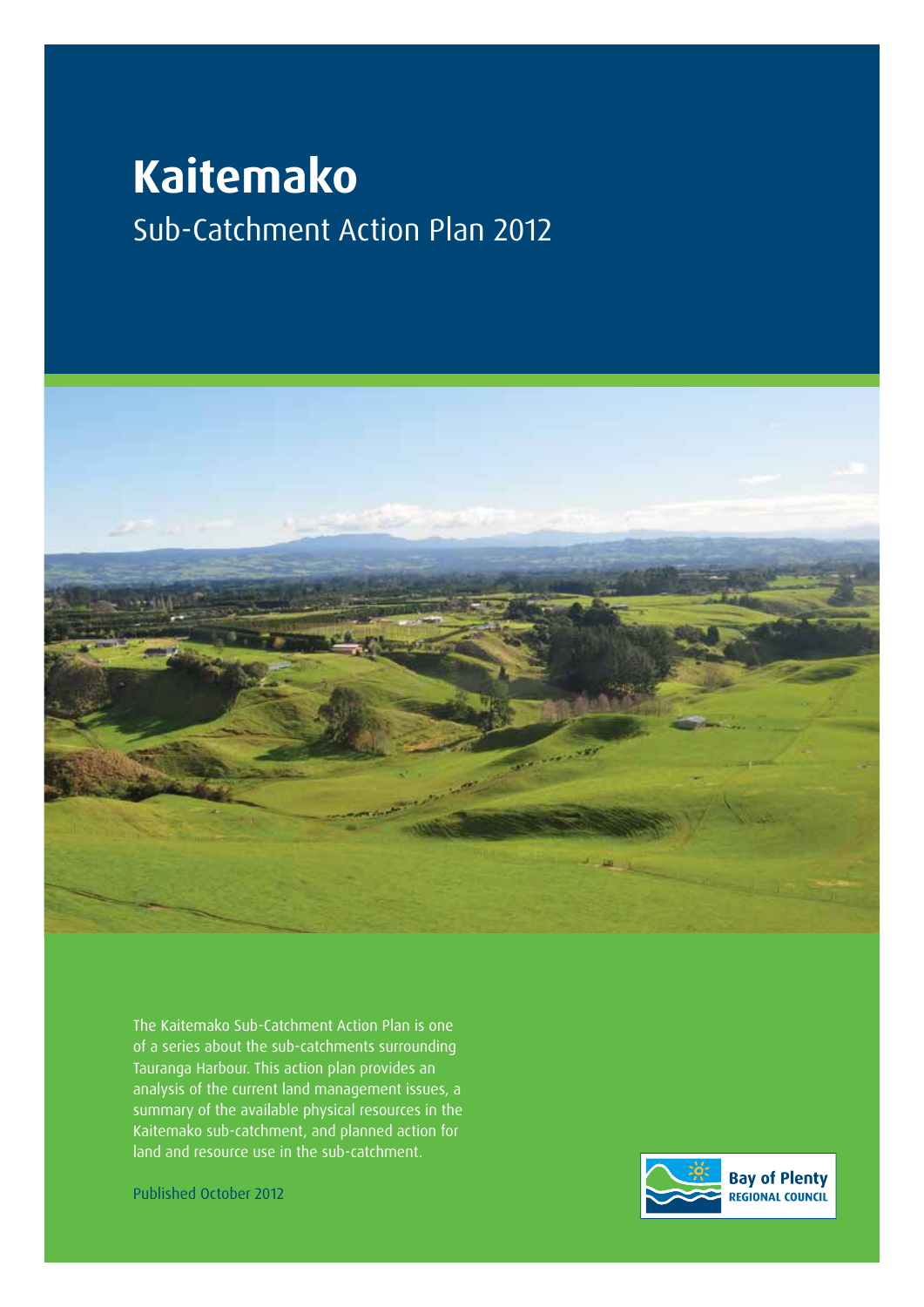# Kaitemako

## Sub-Catchment Action Plan 2012

The Kaitemako Sub-Catchment Action Plan is one of a series about the sub-catchments surrounding Tauranga Harbour. This action plan provides an analysis of the current land management issues, a summary of the available physical resources in the Kaitemako sub-catchment, and planned action for land and resource use in the sub-catchment.

Published October 2012

Bay of Plenty
REGIONAL COUNCIL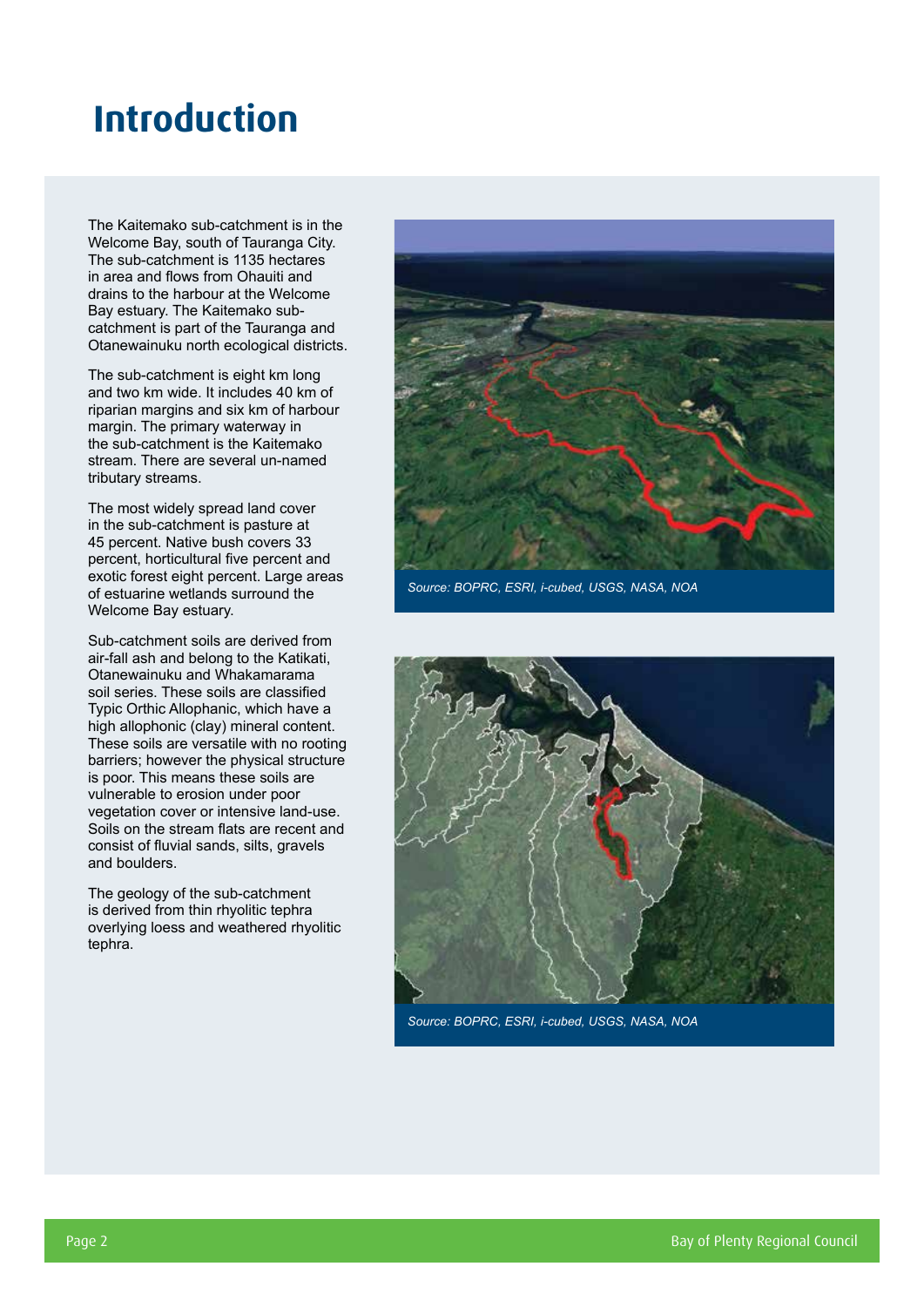# Introduction

The Kaitemako sub-catchment is in the Welcome Bay, south of Tauranga City. The sub-catchment is 1135 hectares in area and flows from Ohauiti and drains to the harbour at the Welcome Bay estuary. The Kaitemako sub-catchment is part of the Tauranga and Otanewainuku north ecological districts.

The sub-catchment is eight km long and two km wide. It includes 40 km of riparian margins and six km of harbour margin. The primary waterway in the sub-catchment is the Kaitemako stream. There are several un-named tributary streams.

The most widely spread land cover in the sub-catchment is pasture at 45 percent. Native bush covers 33 percent, horticultural five percent and exotic forest eight percent. Large areas of estuarine wetlands surround the Welcome Bay estuary.

Sub-catchment soils are derived from air-fall ash and belong to the Katikati, Otanewainuku and Whakamarama soil series. These soils are classified Typic Orthic Allophanic, which have a high allophonic (clay) mineral content. These soils are versatile with no rooting barriers; however the physical structure is poor. This means these soils are vulnerable to erosion under poor vegetation cover or intensive land-use. Soils on the stream flats are recent and consist of fluvial sands, silts, gravels and boulders.

The geology of the sub-catchment is derived from thin rhyolitic tephra overlying loess and weathered rhyolitic tephra.

*Source: BOPRC, ESRI, i-cubed, USGS, NASA, NOA*

*Source: BOPRC, ESRI, i-cubed, USGS, NASA, NOA*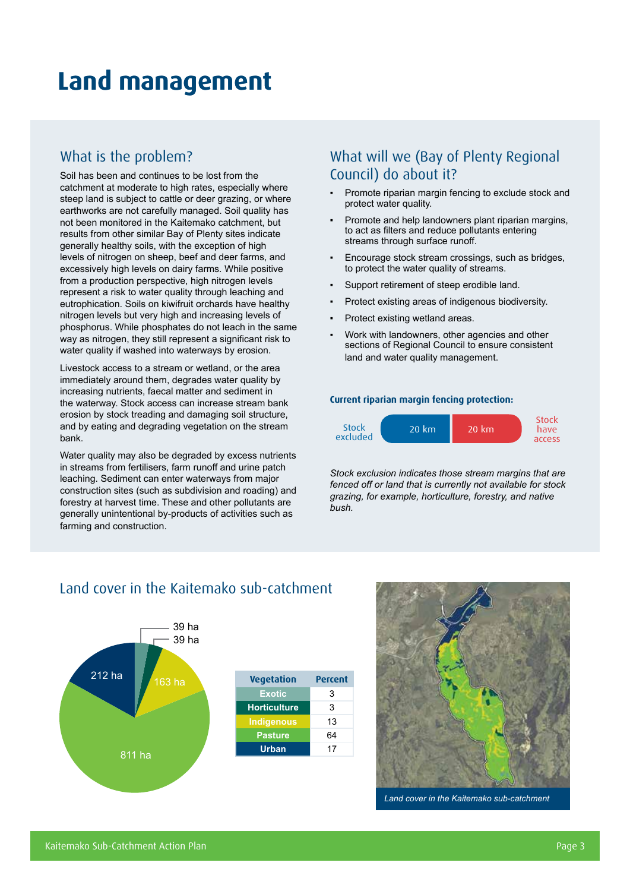# Land management

## What is the problem?

Soil has been and continues to be lost from the catchment at moderate to high rates, especially where steep land is subject to cattle or deer grazing, or where earthworks are not carefully managed. Soil quality has not been monitored in the Kaitemako catchment, but results from other similar Bay of Plenty sites indicate generally healthy soils, with the exception of high levels of nitrogen on sheep, beef and deer farms, and excessively high levels on dairy farms. While positive from a production perspective, high nitrogen levels represent a risk to water quality through leaching and eutrophication. Soils on kiwifruit orchards have healthy nitrogen levels but very high and increasing levels of phosphorus. While phosphates do not leach in the same way as nitrogen, they still represent a significant risk to water quality if washed into waterways by erosion.

Livestock access to a stream or wetland, or the area immediately around them, degrades water quality by increasing nutrients, faecal matter and sediment in the waterway. Stock access can increase stream bank erosion by stock treading and damaging soil structure, and by eating and degrading vegetation on the stream bank.

Water quality may also be degraded by excess nutrients in streams from fertilisers, farm runoff and urine patch leaching. Sediment can enter waterways from major construction sites (such as subdivision and roading) and forestry at harvest time. These and other pollutants are generally unintentional by-products of activities such as farming and construction.

## What will we (Bay of Plenty Regional Council) do about it?

- Promote riparian margin fencing to exclude stock and protect water quality.
- Promote and help landowners plant riparian margins, to act as filters and reduce pollutants entering streams through surface runoff.
- Encourage stock stream crossings, such as bridges, to protect the water quality of streams.
- Support retirement of steep erodible land.
- Protect existing areas of indigenous biodiversity.
- Protect existing wetland areas.
- Work with landowners, other agencies and other sections of Regional Council to ensure consistent land and water quality management.

**Current riparian margin fencing protection:**

Stock excluded: 20 km | Stock have access: 20 km

*Stock exclusion indicates those stream margins that are fenced off or land that is currently not available for stock grazing, for example, horticulture, forestry, and native bush.*

## Land cover in the Kaitemako sub-catchment

Pie chart: 39 ha, 39 ha, 163 ha, 811 ha, 212 ha

| Vegetation | Percent |
|---|---|
| Exotic | 3 |
| Horticulture | 3 |
| Indigenous | 13 |
| Pasture | 64 |
| Urban | 17 |

*Land cover in the Kaitemako sub-catchment*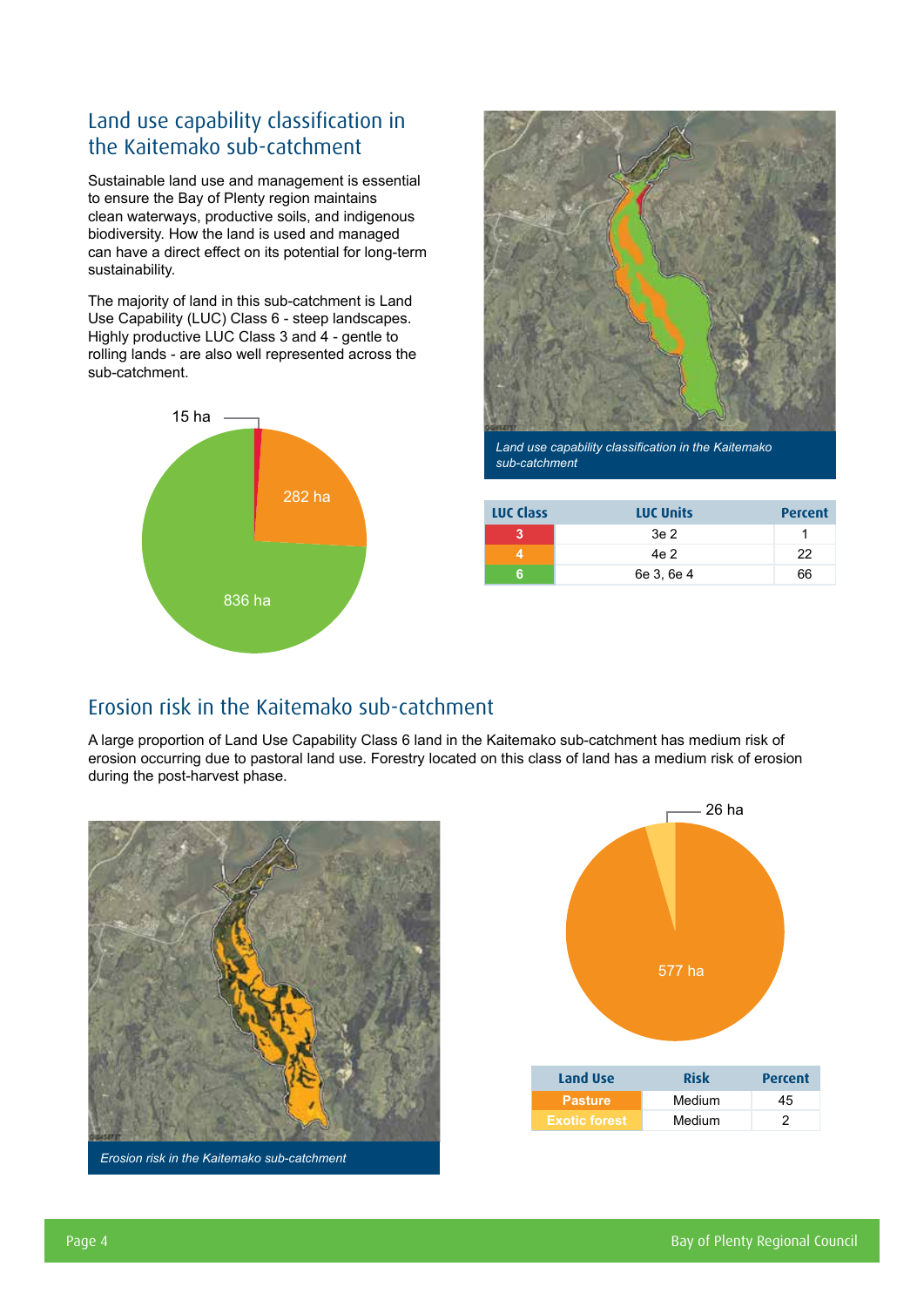## Land use capability classification in the Kaitemako sub-catchment

Sustainable land use and management is essential to ensure the Bay of Plenty region maintains clean waterways, productive soils, and indigenous biodiversity. How the land is used and managed can have a direct effect on its potential for long-term sustainability.

The majority of land in this sub-catchment is Land Use Capability (LUC) Class 6 - steep landscapes. Highly productive LUC Class 3 and 4 - gentle to rolling lands - are also well represented across the sub-catchment.

15 ha

282 ha

836 ha

*Land use capability classification in the Kaitemako sub-catchment*

| LUC Class | LUC Units | Percent |
|---|---|---|
| 3 | 3e 2 | 1 |
| 4 | 4e 2 | 22 |
| 6 | 6e 3, 6e 4 | 66 |

## Erosion risk in the Kaitemako sub-catchment

A large proportion of Land Use Capability Class 6 land in the Kaitemako sub-catchment has medium risk of erosion occurring due to pastoral land use. Forestry located on this class of land has a medium risk of erosion during the post-harvest phase.

*Erosion risk in the Kaitemako sub-catchment*

26 ha

577 ha

| Land Use | Risk | Percent |
|---|---|---|
| Pasture | Medium | 45 |
| Exotic forest | Medium | 2 |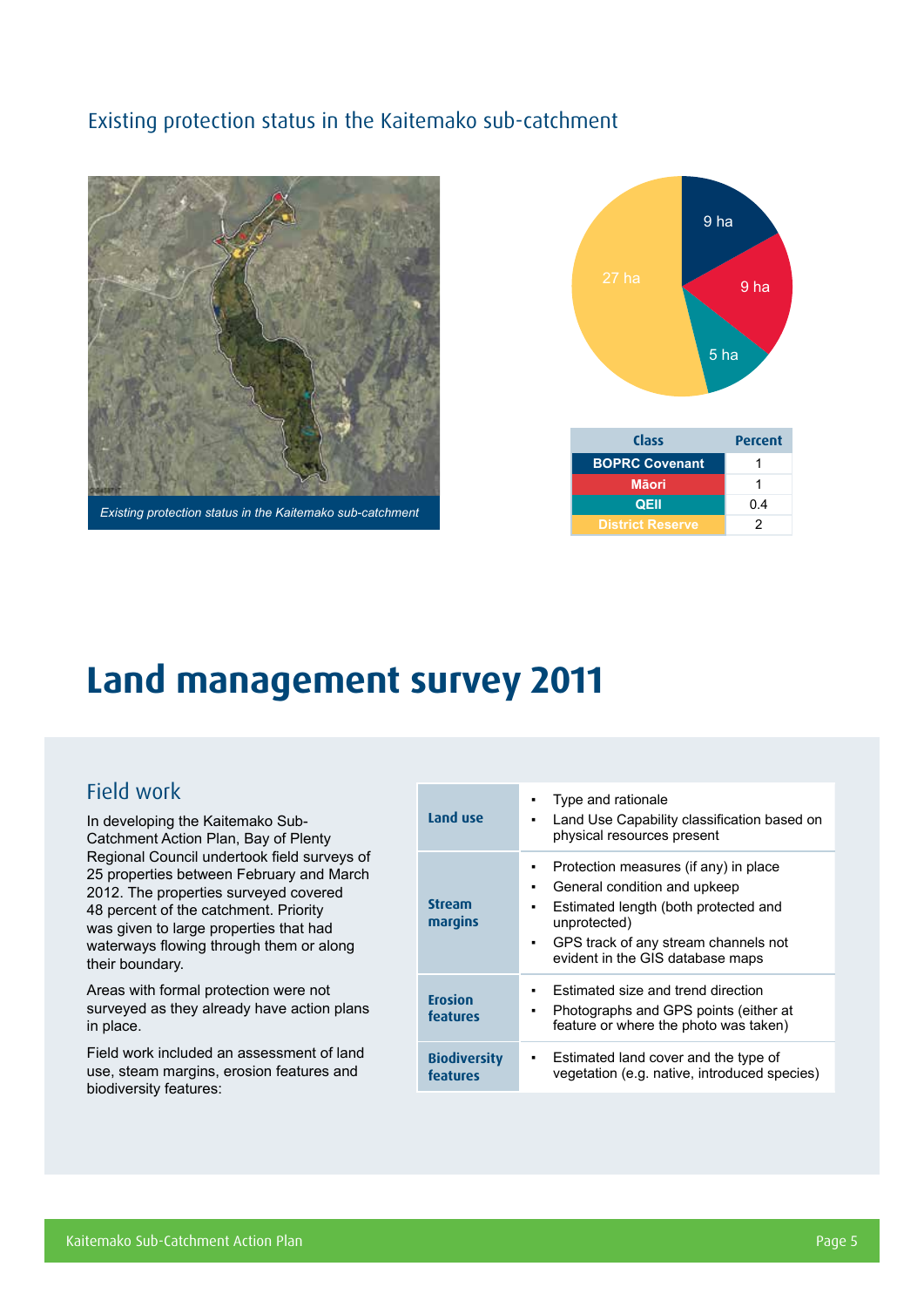## Existing protection status in the Kaitemako sub-catchment

*Existing protection status in the Kaitemako sub-catchment*

9 ha
9 ha
5 ha
27 ha

| Class | Percent |
|---|---|
| BOPRC Covenant | 1 |
| Māori | 1 |
| QEII | 0.4 |
| District Reserve | 2 |

# Land management survey 2011

## Field work

In developing the Kaitemako Sub-Catchment Action Plan, Bay of Plenty Regional Council undertook field surveys of 25 properties between February and March 2012. The properties surveyed covered 48 percent of the catchment. Priority was given to large properties that had waterways flowing through them or along their boundary.

Areas with formal protection were not surveyed as they already have action plans in place.

Field work included an assessment of land use, steam margins, erosion features and biodiversity features:

| | |
|---|---|
| **Land use** | ▪ Type and rationale<br>▪ Land Use Capability classification based on physical resources present |
| **Stream margins** | ▪ Protection measures (if any) in place<br>▪ General condition and upkeep<br>▪ Estimated length (both protected and unprotected)<br>▪ GPS track of any stream channels not evident in the GIS database maps |
| **Erosion features** | ▪ Estimated size and trend direction<br>▪ Photographs and GPS points (either at feature or where the photo was taken) |
| **Biodiversity features** | ▪ Estimated land cover and the type of vegetation (e.g. native, introduced species) |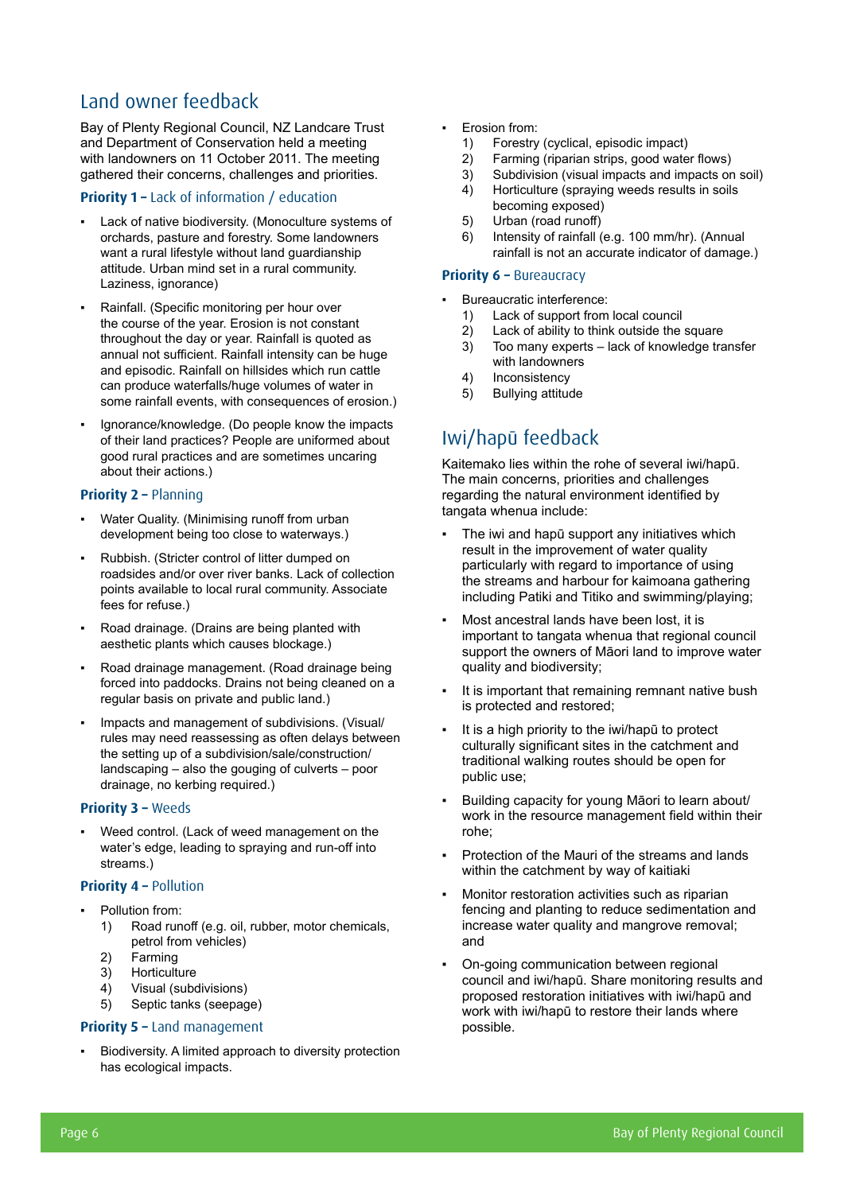## Land owner feedback

Bay of Plenty Regional Council, NZ Landcare Trust and Department of Conservation held a meeting with landowners on 11 October 2011. The meeting gathered their concerns, challenges and priorities.

### Priority 1 – Lack of information / education

- Lack of native biodiversity. (Monoculture systems of orchards, pasture and forestry. Some landowners want a rural lifestyle without land guardianship attitude. Urban mind set in a rural community. Laziness, ignorance)
- Rainfall. (Specific monitoring per hour over the course of the year. Erosion is not constant throughout the day or year. Rainfall is quoted as annual not sufficient. Rainfall intensity can be huge and episodic. Rainfall on hillsides which run cattle can produce waterfalls/huge volumes of water in some rainfall events, with consequences of erosion.)
- Ignorance/knowledge. (Do people know the impacts of their land practices? People are uniformed about good rural practices and are sometimes uncaring about their actions.)

### Priority 2 – Planning

- Water Quality. (Minimising runoff from urban development being too close to waterways.)
- Rubbish. (Stricter control of litter dumped on roadsides and/or over river banks. Lack of collection points available to local rural community. Associate fees for refuse.)
- Road drainage. (Drains are being planted with aesthetic plants which causes blockage.)
- Road drainage management. (Road drainage being forced into paddocks. Drains not being cleaned on a regular basis on private and public land.)
- Impacts and management of subdivisions. (Visual/rules may need reassessing as often delays between the setting up of a subdivision/sale/construction/landscaping – also the gouging of culverts – poor drainage, no kerbing required.)

### Priority 3 – Weeds

- Weed control. (Lack of weed management on the water's edge, leading to spraying and run-off into streams.)

### Priority 4 – Pollution

- Pollution from:
  1) Road runoff (e.g. oil, rubber, motor chemicals, petrol from vehicles)
  2) Farming
  3) Horticulture
  4) Visual (subdivisions)
  5) Septic tanks (seepage)

### Priority 5 – Land management

- Biodiversity. A limited approach to diversity protection has ecological impacts.
- Erosion from:
  1) Forestry (cyclical, episodic impact)
  2) Farming (riparian strips, good water flows)
  3) Subdivision (visual impacts and impacts on soil)
  4) Horticulture (spraying weeds results in soils becoming exposed)
  5) Urban (road runoff)
  6) Intensity of rainfall (e.g. 100 mm/hr). (Annual rainfall is not an accurate indicator of damage.)

### Priority 6 – Bureaucracy

- Bureaucratic interference:
  1) Lack of support from local council
  2) Lack of ability to think outside the square
  3) Too many experts – lack of knowledge transfer with landowners
  4) Inconsistency
  5) Bullying attitude

## Iwi/hapū feedback

Kaitemako lies within the rohe of several iwi/hapū. The main concerns, priorities and challenges regarding the natural environment identified by tangata whenua include:

- The iwi and hapū support any initiatives which result in the improvement of water quality particularly with regard to importance of using the streams and harbour for kaimoana gathering including Patiki and Titiko and swimming/playing;
- Most ancestral lands have been lost, it is important to tangata whenua that regional council support the owners of Māori land to improve water quality and biodiversity;
- It is important that remaining remnant native bush is protected and restored;
- It is a high priority to the iwi/hapū to protect culturally significant sites in the catchment and traditional walking routes should be open for public use;
- Building capacity for young Māori to learn about/work in the resource management field within their rohe;
- Protection of the Mauri of the streams and lands within the catchment by way of kaitiaki
- Monitor restoration activities such as riparian fencing and planting to reduce sedimentation and increase water quality and mangrove removal; and
- On-going communication between regional council and iwi/hapū. Share monitoring results and proposed restoration initiatives with iwi/hapū and work with iwi/hapū to restore their lands where possible.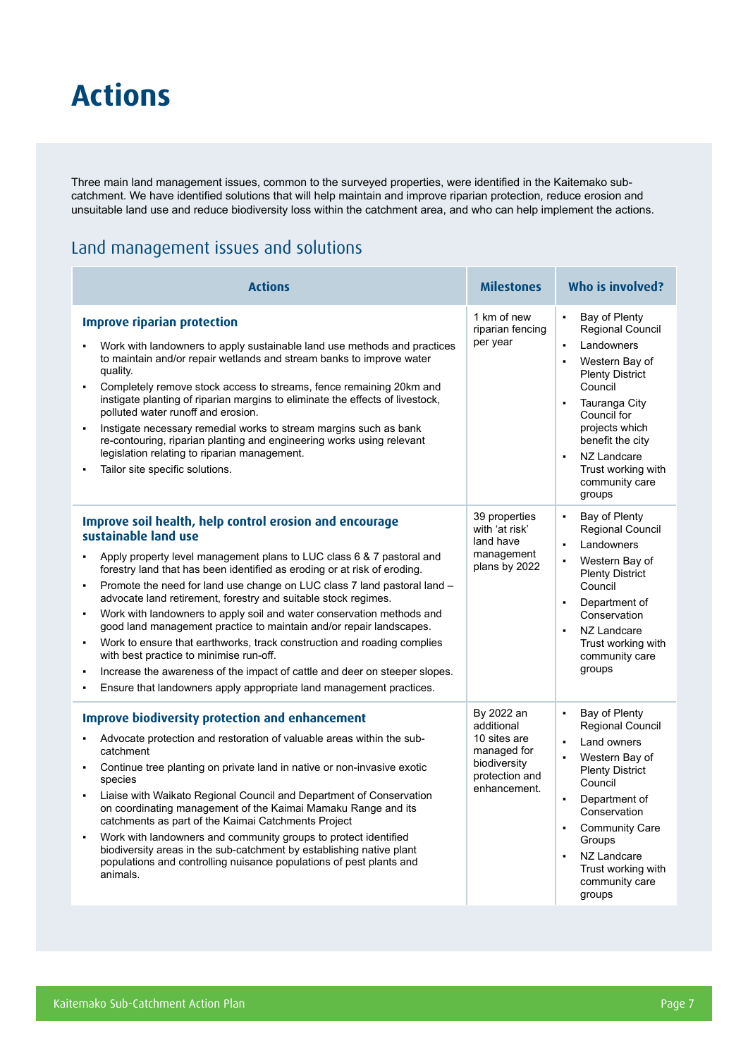# Actions

Three main land management issues, common to the surveyed properties, were identified in the Kaitemako sub-catchment. We have identified solutions that will help maintain and improve riparian protection, reduce erosion and unsuitable land use and reduce biodiversity loss within the catchment area, and who can help implement the actions.

## Land management issues and solutions

| Actions | Milestones | Who is involved? |
|---|---|---|
| **Improve riparian protection**<br>▪ Work with landowners to apply sustainable land use methods and practices to maintain and/or repair wetlands and stream banks to improve water quality.<br>▪ Completely remove stock access to streams, fence remaining 20km and instigate planting of riparian margins to eliminate the effects of livestock, polluted water runoff and erosion.<br>▪ Instigate necessary remedial works to stream margins such as bank re-contouring, riparian planting and engineering works using relevant legislation relating to riparian management.<br>▪ Tailor site specific solutions. | 1 km of new riparian fencing per year | ▪ Bay of Plenty Regional Council<br>▪ Landowners<br>▪ Western Bay of Plenty District Council<br>▪ Tauranga City Council for projects which benefit the city<br>▪ NZ Landcare Trust working with community care groups |
| **Improve soil health, help control erosion and encourage sustainable land use**<br>▪ Apply property level management plans to LUC class 6 & 7 pastoral and forestry land that has been identified as eroding or at risk of eroding.<br>▪ Promote the need for land use change on LUC class 7 land pastoral land – advocate land retirement, forestry and suitable stock regimes.<br>▪ Work with landowners to apply soil and water conservation methods and good land management practice to maintain and/or repair landscapes.<br>▪ Work to ensure that earthworks, track construction and roading complies with best practice to minimise run-off.<br>▪ Increase the awareness of the impact of cattle and deer on steeper slopes.<br>▪ Ensure that landowners apply appropriate land management practices. | 39 properties with 'at risk' land have management plans by 2022 | ▪ Bay of Plenty Regional Council<br>▪ Landowners<br>▪ Western Bay of Plenty District Council<br>▪ Department of Conservation<br>▪ NZ Landcare Trust working with community care groups |
| **Improve biodiversity protection and enhancement**<br>▪ Advocate protection and restoration of valuable areas within the sub-catchment<br>▪ Continue tree planting on private land in native or non-invasive exotic species<br>▪ Liaise with Waikato Regional Council and Department of Conservation on coordinating management of the Kaimai Mamaku Range and its catchments as part of the Kaimai Catchments Project<br>▪ Work with landowners and community groups to protect identified biodiversity areas in the sub-catchment by establishing native plant populations and controlling nuisance populations of pest plants and animals. | By 2022 an additional 10 sites are managed for biodiversity protection and enhancement. | ▪ Bay of Plenty Regional Council<br>▪ Land owners<br>▪ Western Bay of Plenty District Council<br>▪ Department of Conservation<br>▪ Community Care Groups<br>▪ NZ Landcare Trust working with community care groups |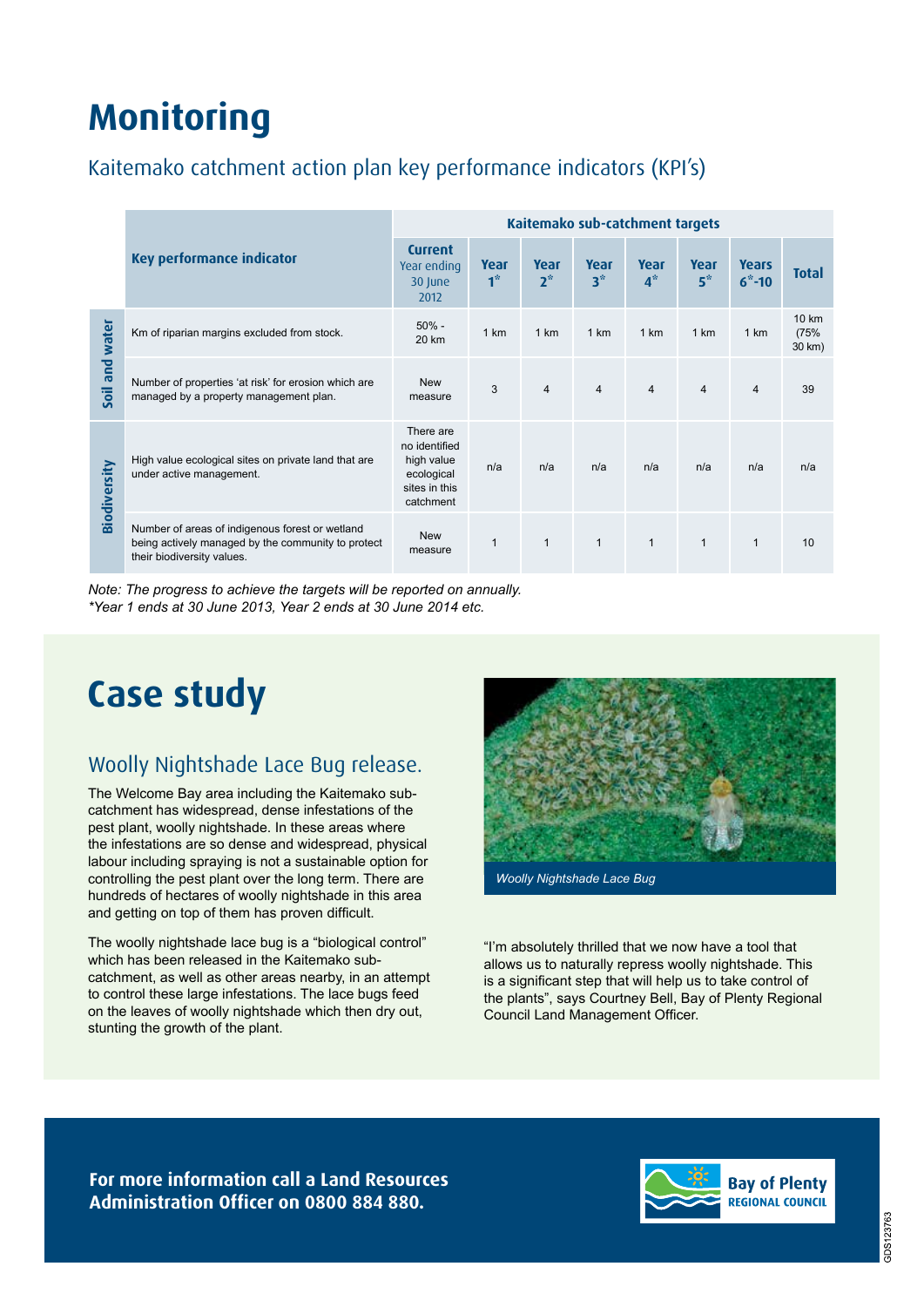# Monitoring

## Kaitemako catchment action plan key performance indicators (KPI's)

| | Key performance indicator | Kaitemako sub-catchment targets | | | | | | | |
|---|---|---|---|---|---|---|---|---|---|
| | | Current Year ending 30 June 2012 | Year 1* | Year 2* | Year 3* | Year 4* | Year 5* | Years 6*-10 | Total |
| Soil and water | Km of riparian margins excluded from stock. | 50% - 20 km | 1 km | 1 km | 1 km | 1 km | 1 km | 1 km | 10 km (75% 30 km) |
| Soil and water | Number of properties 'at risk' for erosion which are managed by a property management plan. | New measure | 3 | 4 | 4 | 4 | 4 | 4 | 39 |
| Biodiversity | High value ecological sites on private land that are under active management. | There are no identified high value ecological sites in this catchment | n/a | n/a | n/a | n/a | n/a | n/a | n/a |
| Biodiversity | Number of areas of indigenous forest or wetland being actively managed by the community to protect their biodiversity values. | New measure | 1 | 1 | 1 | 1 | 1 | 1 | 10 |

*Note: The progress to achieve the targets will be reported on annually.*
*\*Year 1 ends at 30 June 2013, Year 2 ends at 30 June 2014 etc.*

# Case study

## Woolly Nightshade Lace Bug release.

The Welcome Bay area including the Kaitemako sub-catchment has widespread, dense infestations of the pest plant, woolly nightshade. In these areas where the infestations are so dense and widespread, physical labour including spraying is not a sustainable option for controlling the pest plant over the long term. There are hundreds of hectares of woolly nightshade in this area and getting on top of them has proven difficult.

The woolly nightshade lace bug is a "biological control" which has been released in the Kaitemako sub-catchment, as well as other areas nearby, in an attempt to control these large infestations. The lace bugs feed on the leaves of woolly nightshade which then dry out, stunting the growth of the plant.

*Woolly Nightshade Lace Bug*

"I'm absolutely thrilled that we now have a tool that allows us to naturally repress woolly nightshade. This is a significant step that will help us to take control of the plants", says Courtney Bell, Bay of Plenty Regional Council Land Management Officer.

**For more information call a Land Resources Administration Officer on 0800 884 880.**

Bay of Plenty REGIONAL COUNCIL

GDS123763